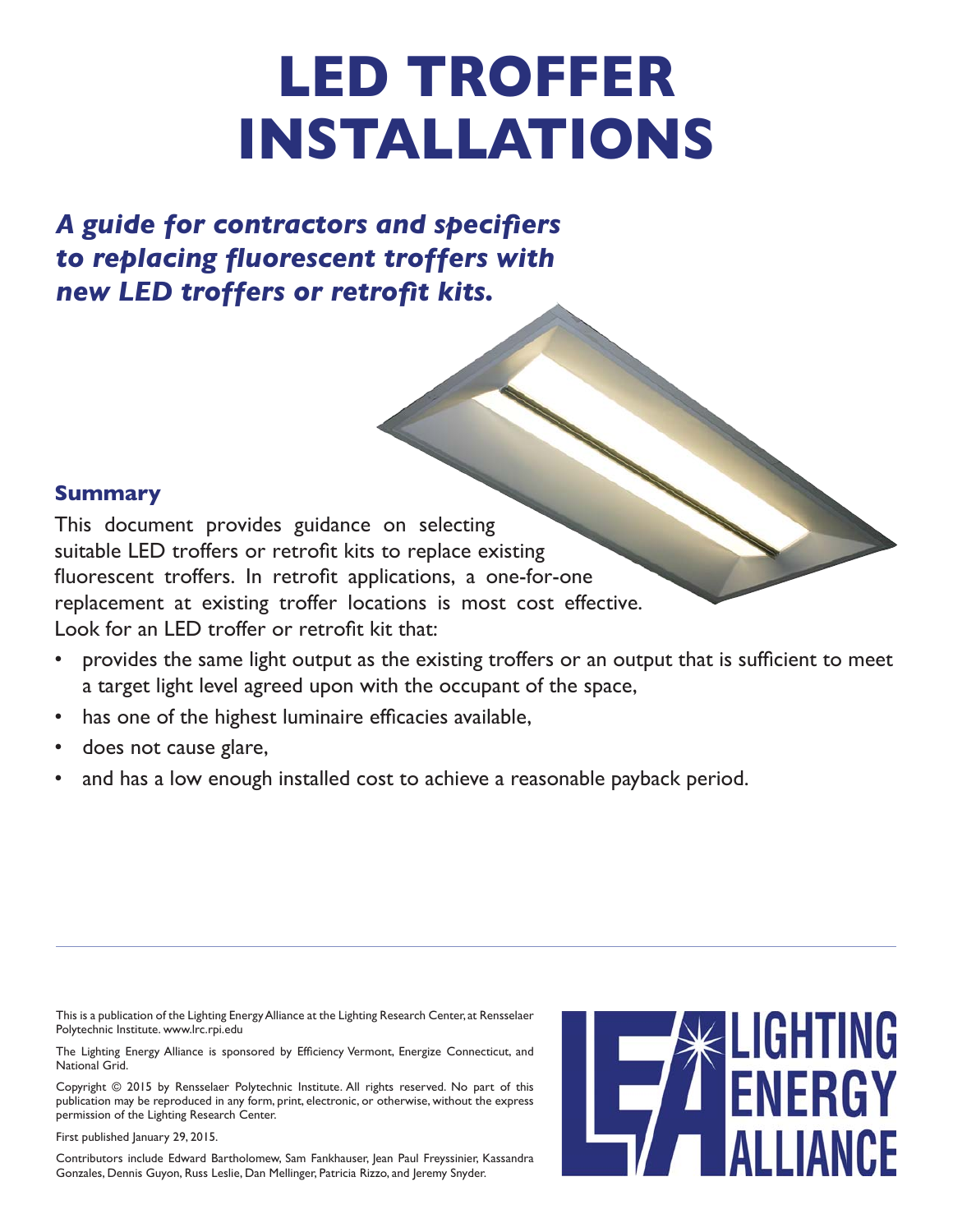# LED TROFFER INSTALLATIONS

***A guide for contractors and specifiers to replacing fluorescent troffers with new LED troffers or retrofit kits.***

## Summary

This document provides guidance on selecting suitable LED troffers or retrofit kits to replace existing fluorescent troffers. In retrofit applications, a one-for-one replacement at existing troffer locations is most cost effective. Look for an LED troffer or retrofit kit that:

- provides the same light output as the existing troffers or an output that is sufficient to meet a target light level agreed upon with the occupant of the space,
- has one of the highest luminaire efficacies available,
- does not cause glare,
- and has a low enough installed cost to achieve a reasonable payback period.

---

This is a publication of the Lighting Energy Alliance at the Lighting Research Center, at Rensselaer Polytechnic Institute. www.lrc.rpi.edu

The Lighting Energy Alliance is sponsored by Efficiency Vermont, Energize Connecticut, and National Grid.

Copyright © 2015 by Rensselaer Polytechnic Institute. All rights reserved. No part of this publication may be reproduced in any form, print, electronic, or otherwise, without the express permission of the Lighting Research Center.

First published January 29, 2015.

Contributors include Edward Bartholomew, Sam Fankhauser, Jean Paul Freyssinier, Kassandra Gonzales, Dennis Guyon, Russ Leslie, Dan Mellinger, Patricia Rizzo, and Jeremy Snyder.

LEA LIGHTING ENERGY ALLIANCE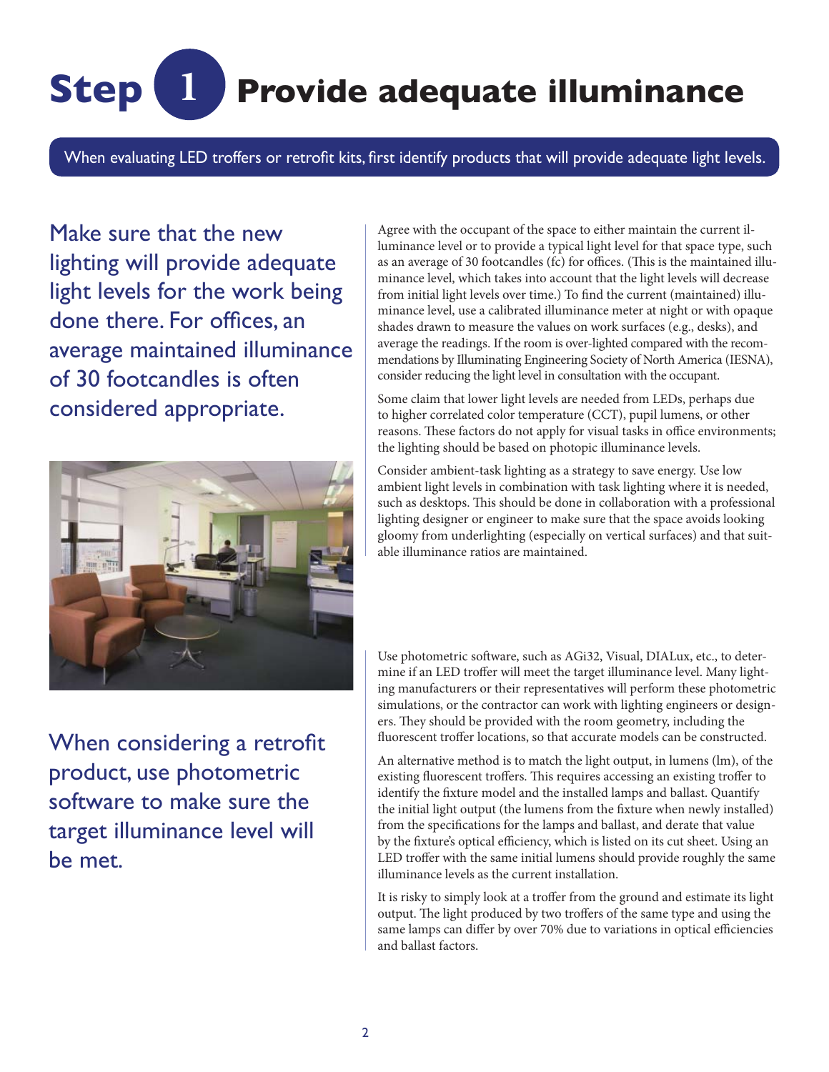# Step 1 Provide adequate illuminance

When evaluating LED troffers or retrofit kits, first identify products that will provide adequate light levels.

Make sure that the new lighting will provide adequate light levels for the work being done there. For offices, an average maintained illuminance of 30 footcandles is often considered appropriate.

Agree with the occupant of the space to either maintain the current illuminance level or to provide a typical light level for that space type, such as an average of 30 footcandles (fc) for offices. (This is the maintained illuminance level, which takes into account that the light levels will decrease from initial light levels over time.) To find the current (maintained) illuminance level, use a calibrated illuminance meter at night or with opaque shades drawn to measure the values on work surfaces (e.g., desks), and average the readings. If the room is over-lighted compared with the recommendations by Illuminating Engineering Society of North America (IESNA), consider reducing the light level in consultation with the occupant.

Some claim that lower light levels are needed from LEDs, perhaps due to higher correlated color temperature (CCT), pupil lumens, or other reasons. These factors do not apply for visual tasks in office environments; the lighting should be based on photopic illuminance levels.

Consider ambient-task lighting as a strategy to save energy. Use low ambient light levels in combination with task lighting where it is needed, such as desktops. This should be done in collaboration with a professional lighting designer or engineer to make sure that the space avoids looking gloomy from underlighting (especially on vertical surfaces) and that suitable illuminance ratios are maintained.

When considering a retrofit product, use photometric software to make sure the target illuminance level will be met.

Use photometric software, such as AGi32, Visual, DIALux, etc., to determine if an LED troffer will meet the target illuminance level. Many lighting manufacturers or their representatives will perform these photometric simulations, or the contractor can work with lighting engineers or designers. They should be provided with the room geometry, including the fluorescent troffer locations, so that accurate models can be constructed.

An alternative method is to match the light output, in lumens (lm), of the existing fluorescent troffers. This requires accessing an existing troffer to identify the fixture model and the installed lamps and ballast. Quantify the initial light output (the lumens from the fixture when newly installed) from the specifications for the lamps and ballast, and derate that value by the fixture's optical efficiency, which is listed on its cut sheet. Using an LED troffer with the same initial lumens should provide roughly the same illuminance levels as the current installation.

It is risky to simply look at a troffer from the ground and estimate its light output. The light produced by two troffers of the same type and using the same lamps can differ by over 70% due to variations in optical efficiencies and ballast factors.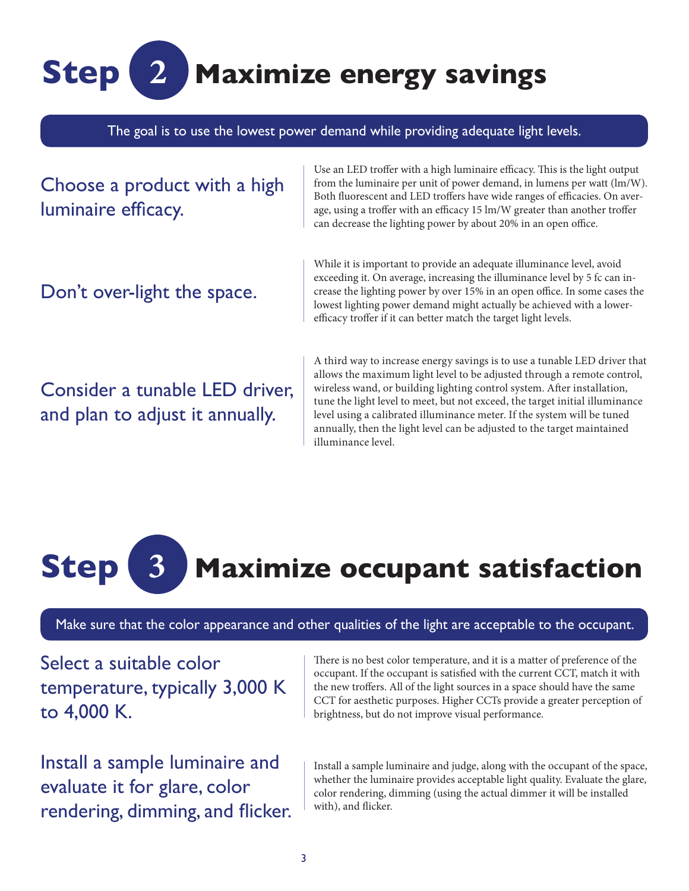# Step 2 Maximize energy savings

**The goal is to use the lowest power demand while providing adequate light levels.**

### Choose a product with a high luminaire efficacy.

Use an LED troffer with a high luminaire efficacy. This is the light output from the luminaire per unit of power demand, in lumens per watt (lm/W). Both fluorescent and LED troffers have wide ranges of efficacies. On average, using a troffer with an efficacy 15 lm/W greater than another troffer can decrease the lighting power by about 20% in an open office.

### Don't over-light the space.

While it is important to provide an adequate illuminance level, avoid exceeding it. On average, increasing the illuminance level by 5 fc can increase the lighting power by over 15% in an open office. In some cases the lowest lighting power demand might actually be achieved with a lower-efficacy troffer if it can better match the target light levels.

### Consider a tunable LED driver, and plan to adjust it annually.

A third way to increase energy savings is to use a tunable LED driver that allows the maximum light level to be adjusted through a remote control, wireless wand, or building lighting control system. After installation, tune the light level to meet, but not exceed, the target initial illuminance level using a calibrated illuminance meter. If the system will be tuned annually, then the light level can be adjusted to the target maintained illuminance level.

# Step 3 Maximize occupant satisfaction

**Make sure that the color appearance and other qualities of the light are acceptable to the occupant.**

### Select a suitable color temperature, typically 3,000 K to 4,000 K.

There is no best color temperature, and it is a matter of preference of the occupant. If the occupant is satisfied with the current CCT, match it with the new troffers. All of the light sources in a space should have the same CCT for aesthetic purposes. Higher CCTs provide a greater perception of brightness, but do not improve visual performance.

### Install a sample luminaire and evaluate it for glare, color rendering, dimming, and flicker.

Install a sample luminaire and judge, along with the occupant of the space, whether the luminaire provides acceptable light quality. Evaluate the glare, color rendering, dimming (using the actual dimmer it will be installed with), and flicker.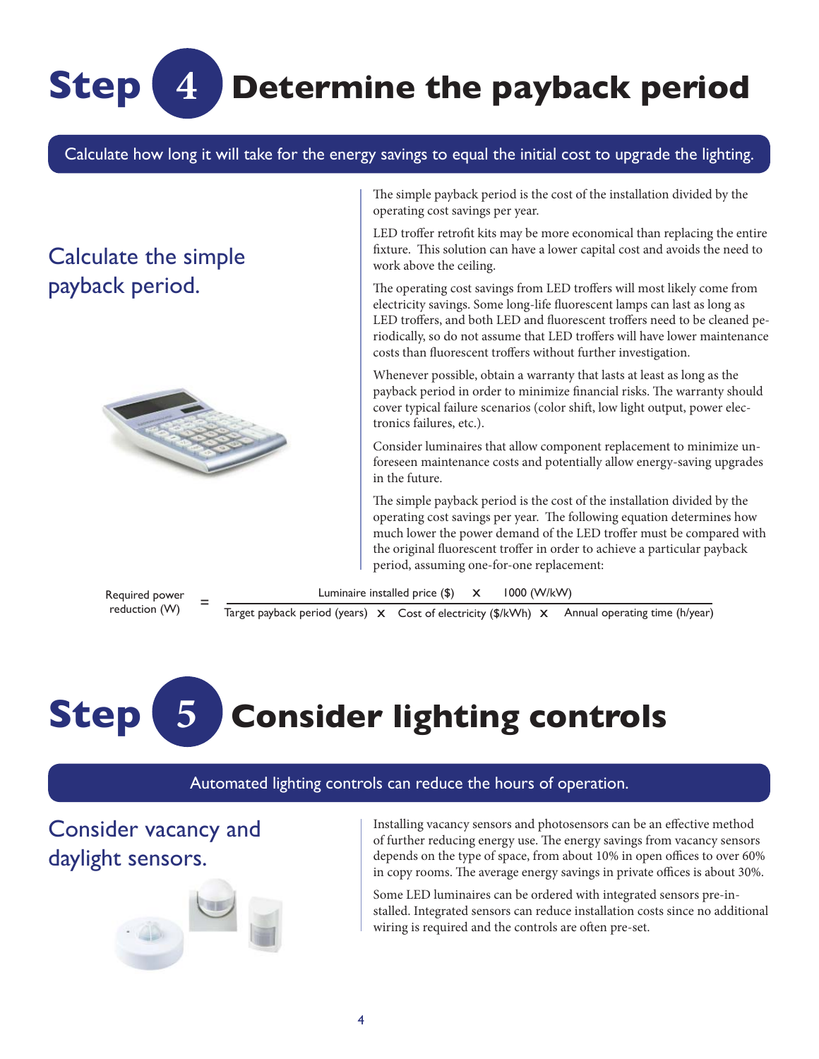# Step 4 Determine the payback period

Calculate how long it will take for the energy savings to equal the initial cost to upgrade the lighting.

## Calculate the simple payback period.

The simple payback period is the cost of the installation divided by the operating cost savings per year.

LED troffer retrofit kits may be more economical than replacing the entire fixture. This solution can have a lower capital cost and avoids the need to work above the ceiling.

The operating cost savings from LED troffers will most likely come from electricity savings. Some long-life fluorescent lamps can last as long as LED troffers, and both LED and fluorescent troffers need to be cleaned periodically, so do not assume that LED troffers will have lower maintenance costs than fluorescent troffers without further investigation.

Whenever possible, obtain a warranty that lasts at least as long as the payback period in order to minimize financial risks. The warranty should cover typical failure scenarios (color shift, low light output, power electronics failures, etc.).

Consider luminaires that allow component replacement to minimize unforeseen maintenance costs and potentially allow energy-saving upgrades in the future.

The simple payback period is the cost of the installation divided by the operating cost savings per year. The following equation determines how much lower the power demand of the LED troffer must be compared with the original fluorescent troffer in order to achieve a particular payback period, assuming one-for-one replacement:

$$\text{Required power reduction (W)} = \frac{\text{Luminaire installed price (\$)} \times 1000\ \text{(W/kW)}}{\text{Target payback period (years)} \times \text{Cost of electricity (\$/kWh)} \times \text{Annual operating time (h/year)}}$$

# Step 5 Consider lighting controls

Automated lighting controls can reduce the hours of operation.

## Consider vacancy and daylight sensors.

Installing vacancy sensors and photosensors can be an effective method of further reducing energy use. The energy savings from vacancy sensors depends on the type of space, from about 10% in open offices to over 60% in copy rooms. The average energy savings in private offices is about 30%.

Some LED luminaires can be ordered with integrated sensors pre-installed. Integrated sensors can reduce installation costs since no additional wiring is required and the controls are often pre-set.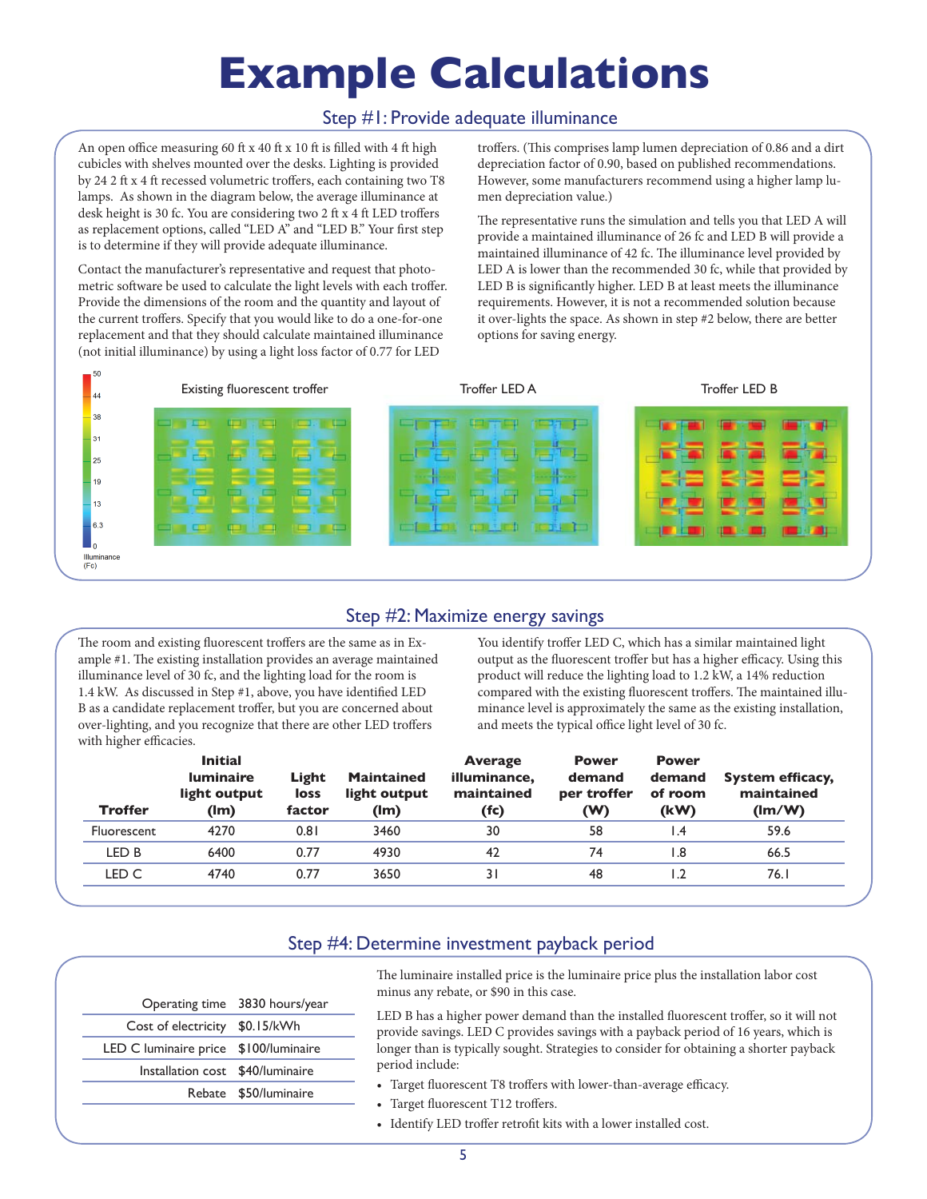# Example Calculations

## Step #1: Provide adequate illuminance

An open office measuring 60 ft x 40 ft x 10 ft is filled with 4 ft high cubicles with shelves mounted over the desks. Lighting is provided by 24 2 ft x 4 ft recessed volumetric troffers, each containing two T8 lamps. As shown in the diagram below, the average illuminance at desk height is 30 fc. You are considering two 2 ft x 4 ft LED troffers as replacement options, called "LED A" and "LED B." Your first step is to determine if they will provide adequate illuminance.

Contact the manufacturer's representative and request that photometric software be used to calculate the light levels with each troffer. Provide the dimensions of the room and the quantity and layout of the current troffers. Specify that you would like to do a one-for-one replacement and that they should calculate maintained illuminance (not initial illuminance) by using a light loss factor of 0.77 for LED troffers. (This comprises lamp lumen depreciation of 0.86 and a dirt depreciation factor of 0.90, based on published recommendations. However, some manufacturers recommend using a higher lamp lumen depreciation value.)

The representative runs the simulation and tells you that LED A will provide a maintained illuminance of 26 fc and LED B will provide a maintained illuminance of 42 fc. The illuminance level provided by LED A is lower than the recommended 30 fc, while that provided by LED B is significantly higher. LED B at least meets the illuminance requirements. However, it is not a recommended solution because it over-lights the space. As shown in step #2 below, there are better options for saving energy.

50
44
38
31
25
19
13
6.3
0
Illuminance (Fc)

Existing fluorescent troffer

Troffer LED A

Troffer LED B

## Step #2: Maximize energy savings

The room and existing fluorescent troffers are the same as in Example #1. The existing installation provides an average maintained illuminance level of 30 fc, and the lighting load for the room is 1.4 kW. As discussed in Step #1, above, you have identified LED B as a candidate replacement troffer, but you are concerned about over-lighting, and you recognize that there are other LED troffers with higher efficacies.

You identify troffer LED C, which has a similar maintained light output as the fluorescent troffer but has a higher efficacy. Using this product will reduce the lighting load to 1.2 kW, a 14% reduction compared with the existing fluorescent troffers. The maintained illuminance level is approximately the same as the existing installation, and meets the typical office light level of 30 fc.

| Troffer | Initial luminaire light output (lm) | Light loss factor | Maintained light output (lm) | Average illuminance, maintained (fc) | Power demand per troffer (W) | Power demand of room (kW) | System efficacy, maintained (lm/W) |
|---|---|---|---|---|---|---|---|
| Fluorescent | 4270 | 0.81 | 3460 | 30 | 58 | 1.4 | 59.6 |
| LED B | 6400 | 0.77 | 4930 | 42 | 74 | 1.8 | 66.5 |
| LED C | 4740 | 0.77 | 3650 | 31 | 48 | 1.2 | 76.1 |

## Step #4: Determine investment payback period

| | |
|---|---|
| Operating time | 3830 hours/year |
| Cost of electricity | $0.15/kWh |
| LED C luminaire price | $100/luminaire |
| Installation cost | $40/luminaire |
| Rebate | $50/luminaire |

The luminaire installed price is the luminaire price plus the installation labor cost minus any rebate, or $90 in this case.

LED B has a higher power demand than the installed fluorescent troffer, so it will not provide savings. LED C provides savings with a payback period of 16 years, which is longer than is typically sought. Strategies to consider for obtaining a shorter payback period include:

- Target fluorescent T8 troffers with lower-than-average efficacy.
- Target fluorescent T12 troffers.
- Identify LED troffer retrofit kits with a lower installed cost.